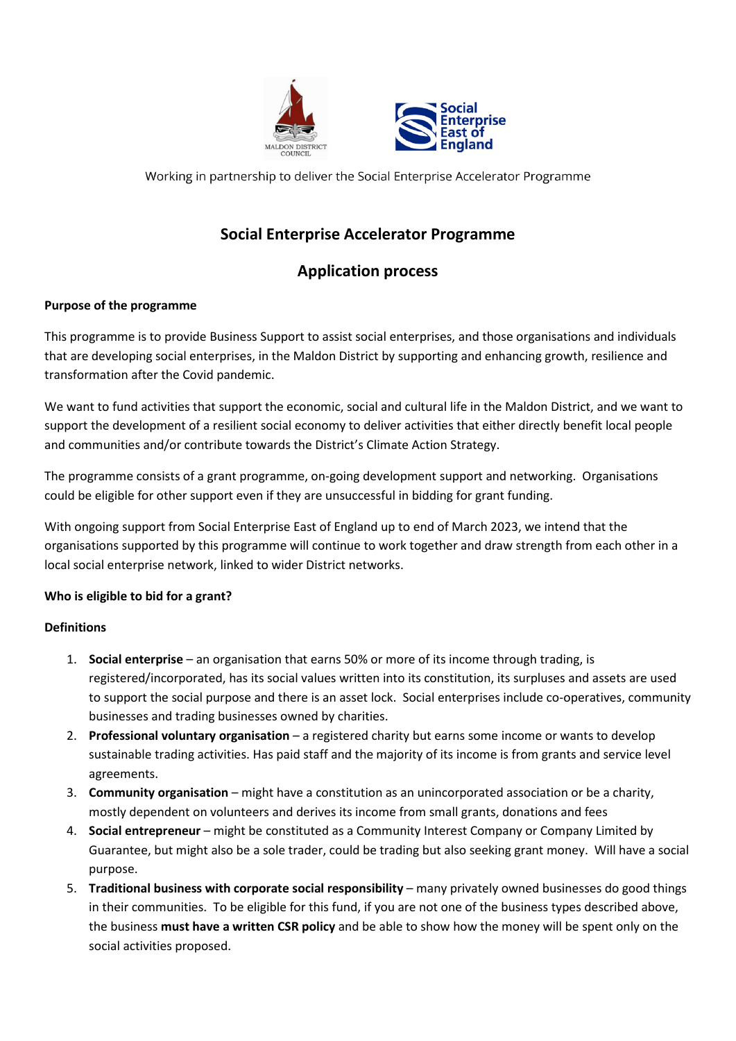Working in partnership to deliver the Social Enterprise Accelerator Programme

# Social Enterprise Accelerator Programme

## Application process

**Purpose of the programme**

This programme is to provide Business Support to assist social enterprises, and those organisations and individuals that are developing social enterprises, in the Maldon District by supporting and enhancing growth, resilience and transformation after the Covid pandemic.

We want to fund activities that support the economic, social and cultural life in the Maldon District, and we want to support the development of a resilient social economy to deliver activities that either directly benefit local people and communities and/or contribute towards the District's Climate Action Strategy.

The programme consists of a grant programme, on-going development support and networking. Organisations could be eligible for other support even if they are unsuccessful in bidding for grant funding.

With ongoing support from Social Enterprise East of England up to end of March 2023, we intend that the organisations supported by this programme will continue to work together and draw strength from each other in a local social enterprise network, linked to wider District networks.

**Who is eligible to bid for a grant?**

**Definitions**

1. **Social enterprise** – an organisation that earns 50% or more of its income through trading, is registered/incorporated, has its social values written into its constitution, its surpluses and assets are used to support the social purpose and there is an asset lock. Social enterprises include co-operatives, community businesses and trading businesses owned by charities.
2. **Professional voluntary organisation** – a registered charity but earns some income or wants to develop sustainable trading activities. Has paid staff and the majority of its income is from grants and service level agreements.
3. **Community organisation** – might have a constitution as an unincorporated association or be a charity, mostly dependent on volunteers and derives its income from small grants, donations and fees
4. **Social entrepreneur** – might be constituted as a Community Interest Company or Company Limited by Guarantee, but might also be a sole trader, could be trading but also seeking grant money. Will have a social purpose.
5. **Traditional business with corporate social responsibility** – many privately owned businesses do good things in their communities. To be eligible for this fund, if you are not one of the business types described above, the business **must have a written CSR policy** and be able to show how the money will be spent only on the social activities proposed.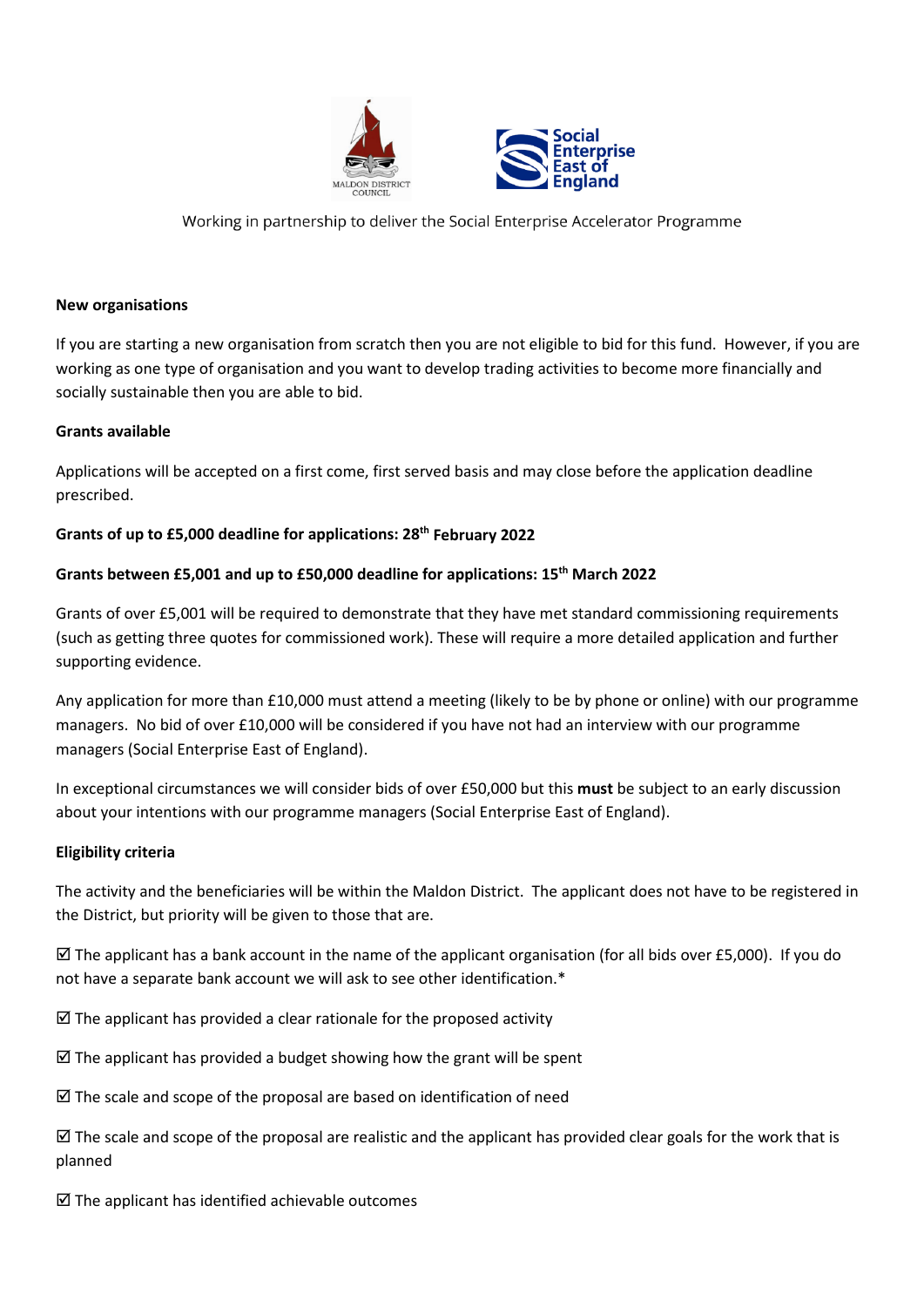Working in partnership to deliver the Social Enterprise Accelerator Programme

**New organisations**

If you are starting a new organisation from scratch then you are not eligible to bid for this fund. However, if you are working as one type of organisation and you want to develop trading activities to become more financially and socially sustainable then you are able to bid.

**Grants available**

Applications will be accepted on a first come, first served basis and may close before the application deadline prescribed.

**Grants of up to £5,000 deadline for applications: 28th February 2022**

**Grants between £5,001 and up to £50,000 deadline for applications: 15th March 2022**

Grants of over £5,001 will be required to demonstrate that they have met standard commissioning requirements (such as getting three quotes for commissioned work). These will require a more detailed application and further supporting evidence.

Any application for more than £10,000 must attend a meeting (likely to be by phone or online) with our programme managers. No bid of over £10,000 will be considered if you have not had an interview with our programme managers (Social Enterprise East of England).

In exceptional circumstances we will consider bids of over £50,000 but this **must** be subject to an early discussion about your intentions with our programme managers (Social Enterprise East of England).

**Eligibility criteria**

The activity and the beneficiaries will be within the Maldon District. The applicant does not have to be registered in the District, but priority will be given to those that are.

☑ The applicant has a bank account in the name of the applicant organisation (for all bids over £5,000). If you do not have a separate bank account we will ask to see other identification.*

☑ The applicant has provided a clear rationale for the proposed activity

☑ The applicant has provided a budget showing how the grant will be spent

☑ The scale and scope of the proposal are based on identification of need

☑ The scale and scope of the proposal are realistic and the applicant has provided clear goals for the work that is planned

☑ The applicant has identified achievable outcomes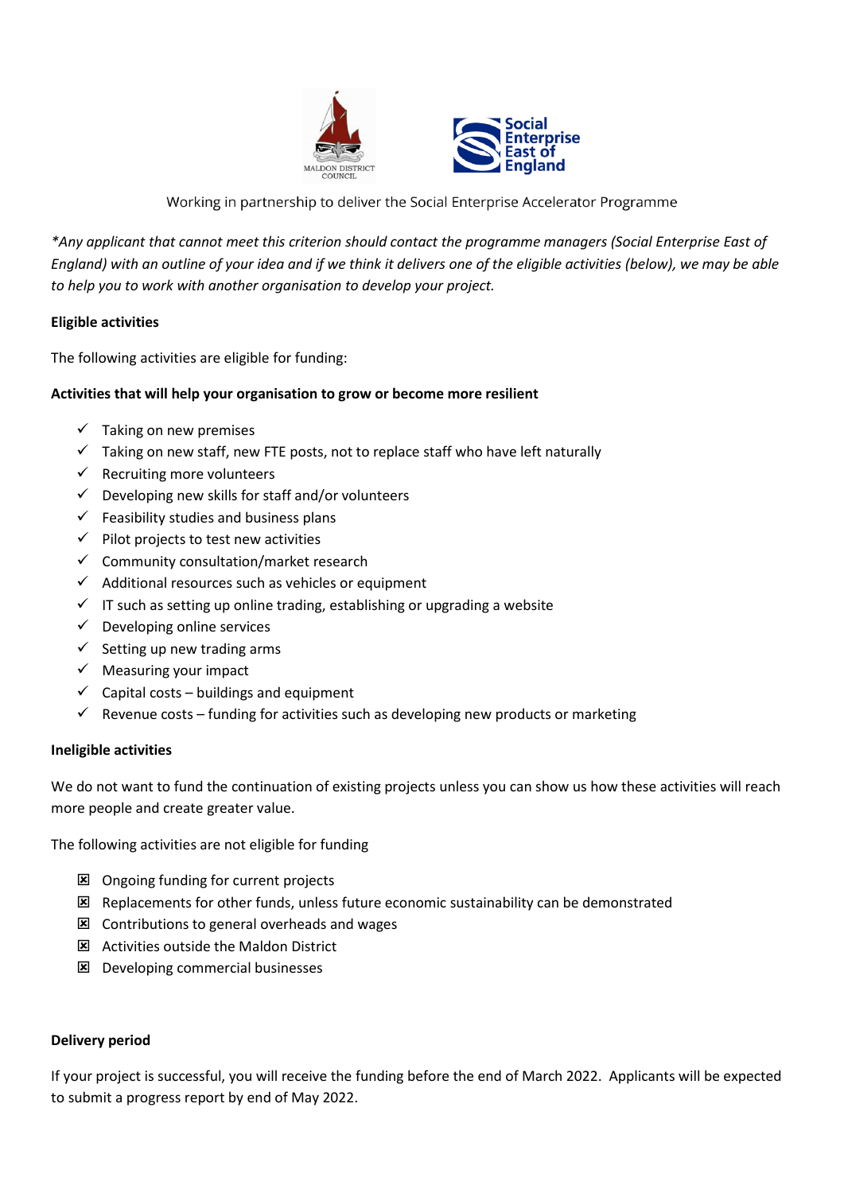Working in partnership to deliver the Social Enterprise Accelerator Programme

*\*Any applicant that cannot meet this criterion should contact the programme managers (Social Enterprise East of England) with an outline of your idea and if we think it delivers one of the eligible activities (below), we may be able to help you to work with another organisation to develop your project.*

**Eligible activities**

The following activities are eligible for funding:

**Activities that will help your organisation to grow or become more resilient**

- ✓ Taking on new premises
- ✓ Taking on new staff, new FTE posts, not to replace staff who have left naturally
- ✓ Recruiting more volunteers
- ✓ Developing new skills for staff and/or volunteers
- ✓ Feasibility studies and business plans
- ✓ Pilot projects to test new activities
- ✓ Community consultation/market research
- ✓ Additional resources such as vehicles or equipment
- ✓ IT such as setting up online trading, establishing or upgrading a website
- ✓ Developing online services
- ✓ Setting up new trading arms
- ✓ Measuring your impact
- ✓ Capital costs – buildings and equipment
- ✓ Revenue costs – funding for activities such as developing new products or marketing

**Ineligible activities**

We do not want to fund the continuation of existing projects unless you can show us how these activities will reach more people and create greater value.

The following activities are not eligible for funding

- ☒ Ongoing funding for current projects
- ☒ Replacements for other funds, unless future economic sustainability can be demonstrated
- ☒ Contributions to general overheads and wages
- ☒ Activities outside the Maldon District
- ☒ Developing commercial businesses

**Delivery period**

If your project is successful, you will receive the funding before the end of March 2022. Applicants will be expected to submit a progress report by end of May 2022.